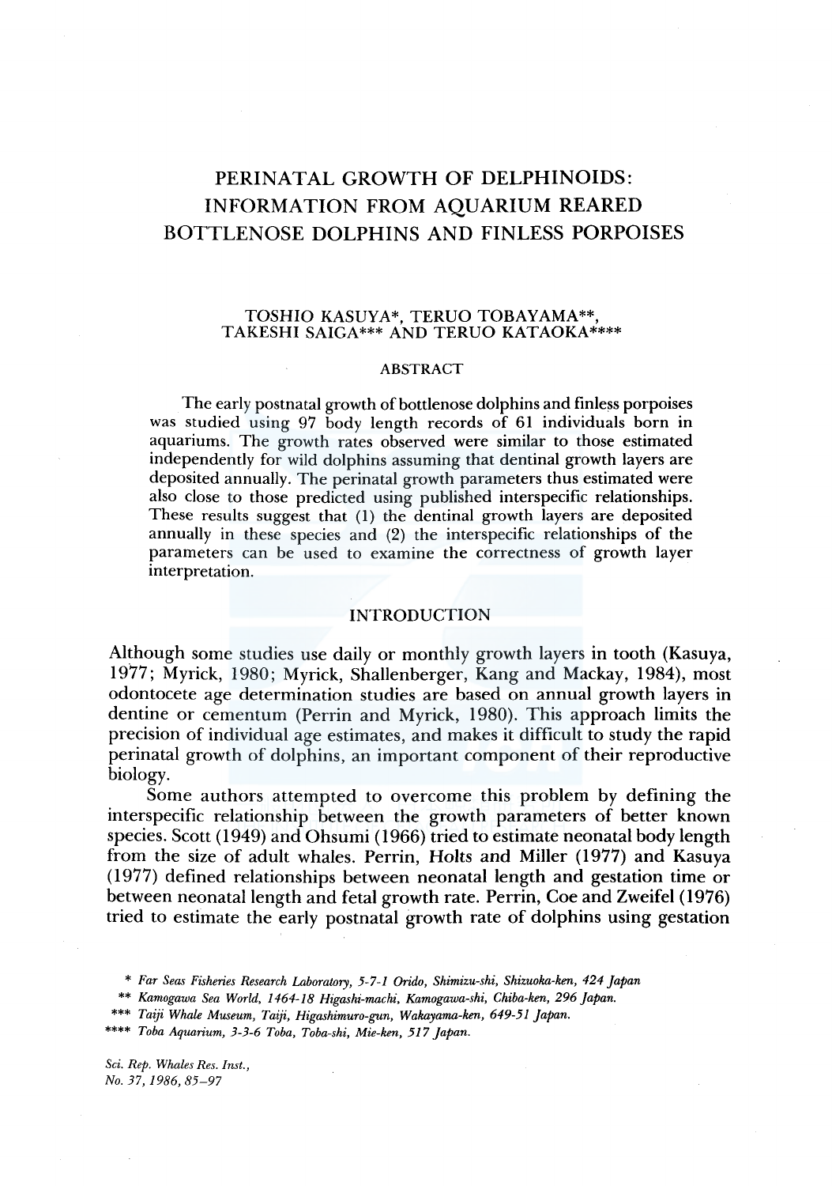# PERINATAL GROWTH OF DELPHINOIDS: INFORMATION FROM AQUARIUM REARED BOTTLENOSE DOLPHINS AND FINLESS PORPOISES

TOSHIO KASUYA*, TERUO TOBAYAMA**, TAKESHI SAIGA*** AND TERUO KATAOKA****

## ABSTRACT

The early postnatal growth of bottlenose dolphins and finless porpoises was studied using 97 body length records of 61 individuals born in aquariums. The growth rates observed were similar to those estimated independently for wild dolphins assuming that dentinal growth layers are deposited annually. The perinatal growth parameters thus estimated were also close to those predicted using published interspecific relationships. These results suggest that (1) the dentinal growth layers are deposited annually in these species and (2) the interspecific relationships of the parameters can be used to examine the correctness of growth layer interpretation.

## INTRODUCTION

Although some studies use daily or monthly growth layers in tooth (Kasuya, 1977; Myrick, 1980; Myrick, Shallenberger, Kang and Mackay, 1984), most odontocete age determination studies are based on annual growth layers in dentine or cementum (Perrin and Myrick, 1980). This approach limits the precision of individual age estimates, and makes it difficult to study the rapid perinatal growth of dolphins, an important component of their reproductive biology.

Some authors attempted to overcome this problem by defining the interspecific relationship between the growth parameters of better known species. Scott (1949) and Ohsumi (1966) tried to estimate neonatal body length from the size of adult whales. Perrin, Holts and Miller (1977) and Kasuya (1977) defined relationships between neonatal length and gestation time or between neonatal length and fetal growth rate. Perrin, Coe and Zweifel (1976) tried to estimate the early postnatal growth rate of dolphins using gestation

\* *Far Seas Fisheries Research Laboratory, 5-7-1 Orido, Shimizu-shi, Shizuoka-ken, 424 Japan*

\*\* *Kamogawa Sea World, 1464-18 Higashi-machi, Kamogawa-shi, Chiba-ken, 296 Japan.*

\*\*\* *Taiji Whale Museum, Taiji, Higashimuro-gun, Wakayama-ken, 649-51 Japan.*

\*\*\*\* *Toba Aquarium, 3-3-6 Toba, Toba-shi, Mie-ken, 517 Japan.*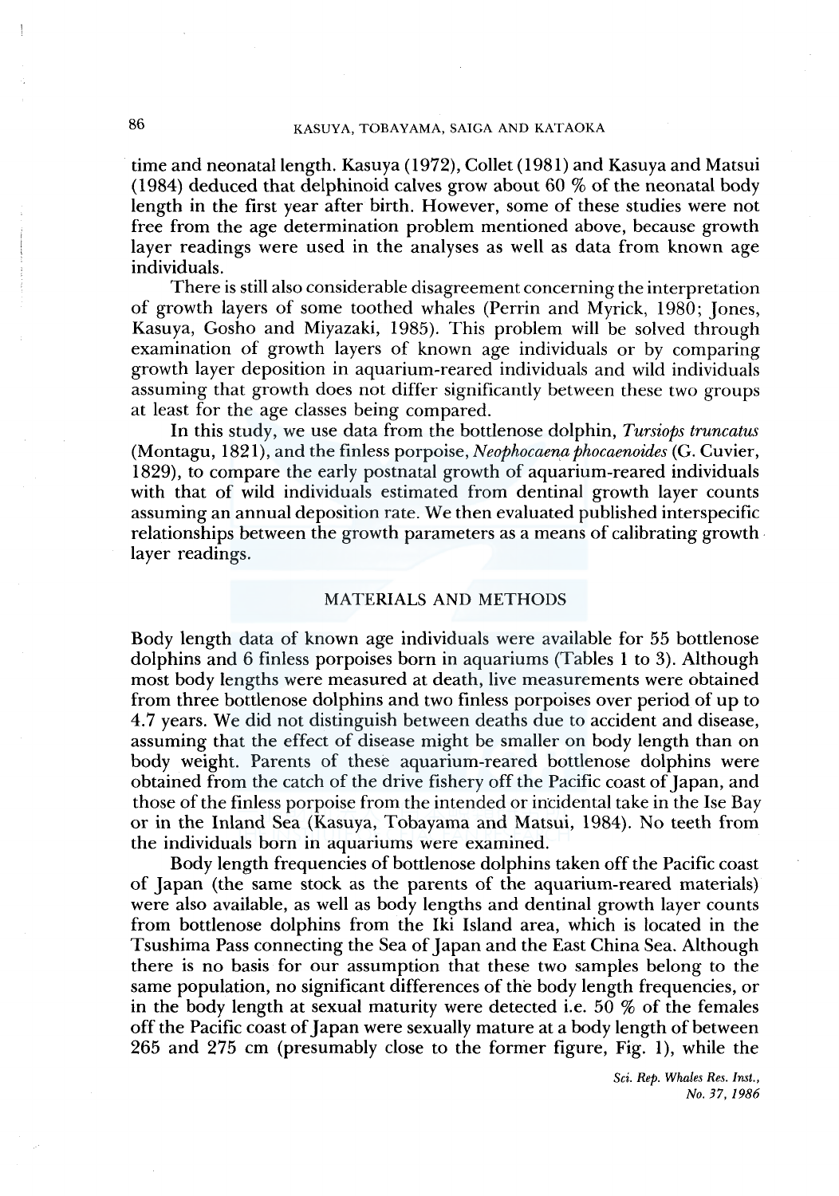time and neonatal length. Kasuya (1972), Collet (1981) and Kasuya and Matsui (1984) deduced that delphinoid calves grow about 60 % of the neonatal body length in the first year after birth. However, some of these studies were not free from the age determination problem mentioned above, because growth layer readings were used in the analyses as well as data from known age individuals.

There is still also considerable disagreement concerning the interpretation of growth layers of some toothed whales (Perrin and Myrick, 1980; Jones, Kasuya, Gosho and Miyazaki, 1985). This problem will be solved through examination of growth layers of known age individuals or by comparing growth layer deposition in aquarium-reared individuals and wild individuals assuming that growth does not differ significantly between these two groups at least for the age classes being compared.

In this study, we use data from the bottlenose dolphin, *Tursiops truncatus* (Montagu, 1821), and the finless porpoise, *Neophocaena phocaenoides* (G. Cuvier, 1829), to compare the early postnatal growth of aquarium-reared individuals with that of wild individuals estimated from dentinal growth layer counts assuming an annual deposition rate. We then evaluated published interspecific relationships between the growth parameters as a means of calibrating growth layer readings.

## MATERIALS AND METHODS

Body length data of known age individuals were available for 55 bottlenose dolphins and 6 finless porpoises born in aquariums (Tables 1 to 3). Although most body lengths were measured at death, live measurements were obtained from three bottlenose dolphins and two finless porpoises over period of up to 4.7 years. We did not distinguish between deaths due to accident and disease, assuming that the effect of disease might be smaller on body length than on body weight. Parents of these aquarium-reared bottlenose dolphins were obtained from the catch of the drive fishery off the Pacific coast of Japan, and those of the finless porpoise from the intended or incidental take in the Ise Bay or in the Inland Sea (Kasuya, Tobayama and Matsui, 1984). No teeth from the individuals born in aquariums were examined.

Body length frequencies of bottlenose dolphins taken off the Pacific coast of Japan (the same stock as the parents of the aquarium-reared materials) were also available, as well as body lengths and dentinal growth layer counts from bottlenose dolphins from the Iki Island area, which is located in the Tsushima Pass connecting the Sea of Japan and the East China Sea. Although there is no basis for our assumption that these two samples belong to the same population, no significant differences of the body length frequencies, or in the body length at sexual maturity were detected i.e. 50 % of the females off the Pacific coast of Japan were sexually mature at a body length of between 265 and 275 cm (presumably close to the former figure, Fig. 1), while the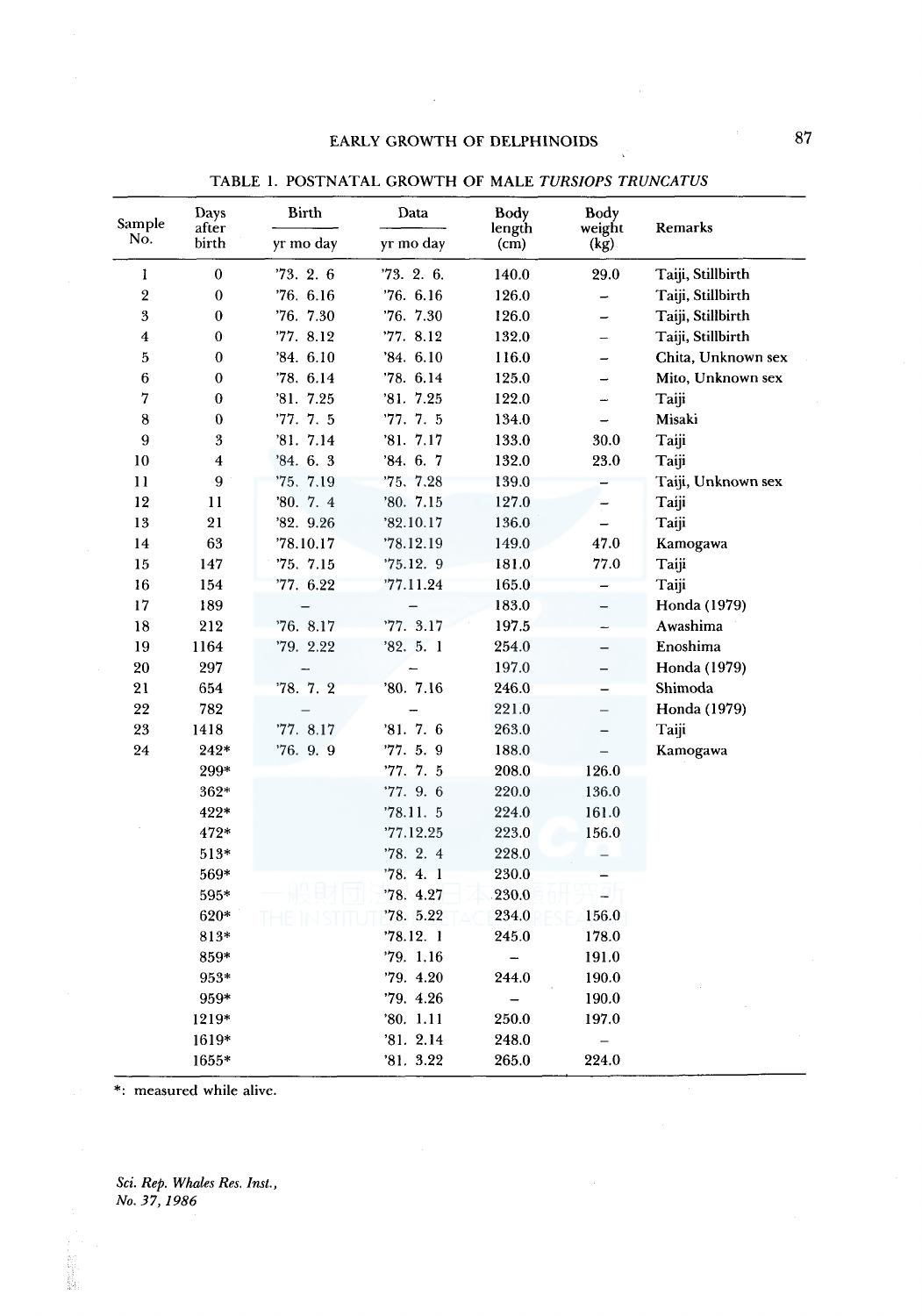TABLE 1. POSTNATAL GROWTH OF MALE *TURSIOPS TRUNCATUS*

| Sample No. | Days after birth | Birth | Data | Body length (cm) | Body weight (kg) | Remarks |
|---|---|---|---|---|---|---|
| | | yr mo day | yr mo day | | | |
| 1 | 0 | '73. 2. 6 | '73. 2. 6. | 140.0 | 29.0 | Taiji, Stillbirth |
| 2 | 0 | '76. 6.16 | '76. 6.16 | 126.0 | – | Taiji, Stillbirth |
| 3 | 0 | '76. 7.30 | '76. 7.30 | 126.0 | – | Taiji, Stillbirth |
| 4 | 0 | '77. 8.12 | '77. 8.12 | 132.0 | – | Taiji, Stillbirth |
| 5 | 0 | '84. 6.10 | '84. 6.10 | 116.0 | – | Chita, Unknown sex |
| 6 | 0 | '78. 6.14 | '78. 6.14 | 125.0 | – | Mito, Unknown sex |
| 7 | 0 | '81. 7.25 | '81. 7.25 | 122.0 | – | Taiji |
| 8 | 0 | '77. 7. 5 | '77. 7. 5 | 134.0 | – | Misaki |
| 9 | 3 | '81. 7.14 | '81. 7.17 | 133.0 | 30.0 | Taiji |
| 10 | 4 | '84. 6. 3 | '84. 6. 7 | 132.0 | 23.0 | Taiji |
| 11 | 9 | '75. 7.19 | '75. 7.28 | 139.0 | – | Taiji, Unknown sex |
| 12 | 11 | '80. 7. 4 | '80. 7.15 | 127.0 | – | Taiji |
| 13 | 21 | '82. 9.26 | '82.10.17 | 136.0 | – | Taiji |
| 14 | 63 | '78.10.17 | '78.12.19 | 149.0 | 47.0 | Kamogawa |
| 15 | 147 | '75. 7.15 | '75.12. 9 | 181.0 | 77.0 | Taiji |
| 16 | 154 | '77. 6.22 | '77.11.24 | 165.0 | – | Taiji |
| 17 | 189 | – | – | 183.0 | – | Honda (1979) |
| 18 | 212 | '76. 8.17 | '77. 3.17 | 197.5 | – | Awashima |
| 19 | 1164 | '79. 2.22 | '82. 5. 1 | 254.0 | – | Enoshima |
| 20 | 297 | – | – | 197.0 | – | Honda (1979) |
| 21 | 654 | '78. 7. 2 | '80. 7.16 | 246.0 | – | Shimoda |
| 22 | 782 | – | – | 221.0 | – | Honda (1979) |
| 23 | 1418 | '77. 8.17 | '81. 7. 6 | 263.0 | – | Taiji |
| 24 | 242* | '76. 9. 9 | '77. 5. 9 | 188.0 | – | Kamogawa |
| | 299* | | '77. 7. 5 | 208.0 | 126.0 | |
| | 362* | | '77. 9. 6 | 220.0 | 136.0 | |
| | 422* | | '78.11. 5 | 224.0 | 161.0 | |
| | 472* | | '77.12.25 | 223.0 | 156.0 | |
| | 513* | | '78. 2. 4 | 228.0 | – | |
| | 569* | | '78. 4. 1 | 230.0 | – | |
| | 595* | | '78. 4.27 | 230.0 | – | |
| | 620* | | '78. 5.22 | 234.0 | 156.0 | |
| | 813* | | '78.12. 1 | 245.0 | 178.0 | |
| | 859* | | '79. 1.16 | – | 191.0 | |
| | 953* | | '79. 4.20 | 244.0 | 190.0 | |
| | 959* | | '79. 4.26 | – | 190.0 | |
| | 1219* | | '80. 1.11 | 250.0 | 197.0 | |
| | 1619* | | '81. 2.14 | 248.0 | – | |
| | 1655* | | '81. 3.22 | 265.0 | 224.0 | |

*: measured while alive.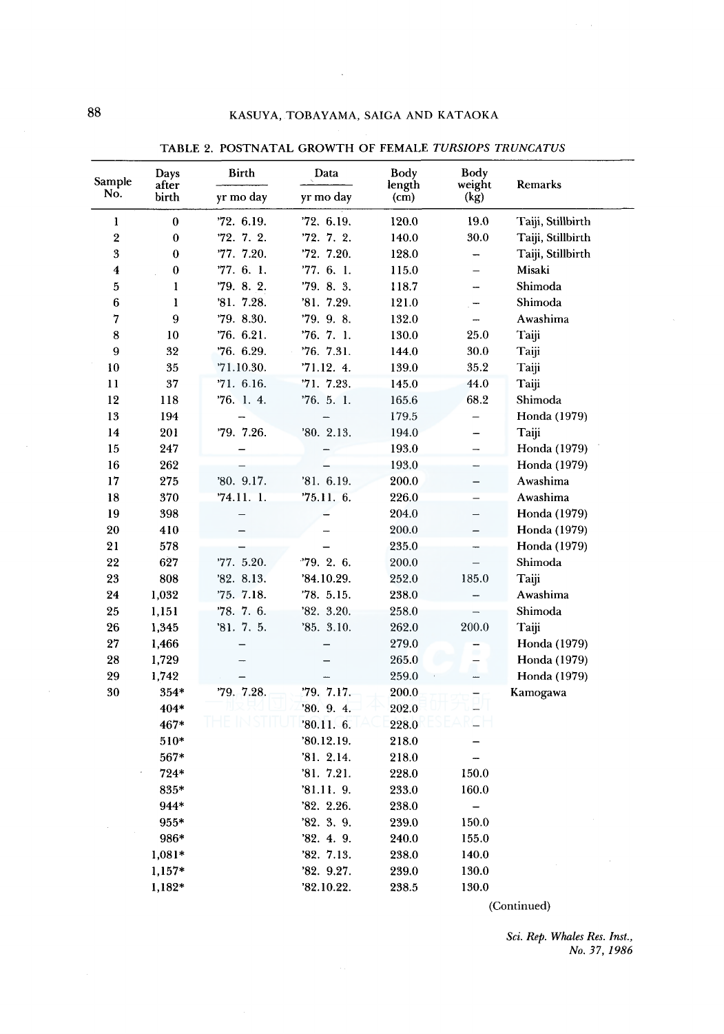TABLE 2. POSTNATAL GROWTH OF FEMALE *TURSIOPS TRUNCATUS*

| Sample No. | Days after birth | Birth | Data | Body length (cm) | Body weight (kg) | Remarks |
|---|---|---|---|---|---|---|
| | | yr mo day | yr mo day | | | |
| 1 | 0 | '72. 6.19. | '72. 6.19. | 120.0 | 19.0 | Taiji, Stillbirth |
| 2 | 0 | '72. 7. 2. | '72. 7. 2. | 140.0 | 30.0 | Taiji, Stillbirth |
| 3 | 0 | '77. 7.20. | '72. 7.20. | 128.0 | – | Taiji, Stillbirth |
| 4 | 0 | '77. 6. 1. | '77. 6. 1. | 115.0 | – | Misaki |
| 5 | 1 | '79. 8. 2. | '79. 8. 3. | 118.7 | – | Shimoda |
| 6 | 1 | '81. 7.28. | '81. 7.29. | 121.0 | – | Shimoda |
| 7 | 9 | '79. 8.30. | '79. 9. 8. | 132.0 | – | Awashima |
| 8 | 10 | '76. 6.21. | '76. 7. 1. | 130.0 | 25.0 | Taiji |
| 9 | 32 | '76. 6.29. | '76. 7.31. | 144.0 | 30.0 | Taiji |
| 10 | 35 | '71.10.30. | '71.12. 4. | 139.0 | 35.2 | Taiji |
| 11 | 37 | '71. 6.16. | '71. 7.23. | 145.0 | 44.0 | Taiji |
| 12 | 118 | '76. 1. 4. | '76. 5. 1. | 165.6 | 68.2 | Shimoda |
| 13 | 194 | – | – | 179.5 | – | Honda (1979) |
| 14 | 201 | '79. 7.26. | '80. 2.13. | 194.0 | – | Taiji |
| 15 | 247 | – | – | 193.0 | – | Honda (1979) |
| 16 | 262 | – | – | 193.0 | – | Honda (1979) |
| 17 | 275 | '80. 9.17. | '81. 6.19. | 200.0 | – | Awashima |
| 18 | 370 | '74.11. 1. | '75.11. 6. | 226.0 | – | Awashima |
| 19 | 398 | – | – | 204.0 | – | Honda (1979) |
| 20 | 410 | – | – | 200.0 | – | Honda (1979) |
| 21 | 578 | – | – | 235.0 | – | Honda (1979) |
| 22 | 627 | '77. 5.20. | '79. 2. 6. | 200.0 | – | Shimoda |
| 23 | 808 | '82. 8.13. | '84.10.29. | 252.0 | 185.0 | Taiji |
| 24 | 1,032 | '75. 7.18. | '78. 5.15. | 238.0 | – | Awashima |
| 25 | 1,151 | '78. 7. 6. | '82. 3.20. | 258.0 | – | Shimoda |
| 26 | 1,345 | '81. 7. 5. | '85. 3.10. | 262.0 | 200.0 | Taiji |
| 27 | 1,466 | – | – | 279.0 | – | Honda (1979) |
| 28 | 1,729 | – | – | 265.0 | – | Honda (1979) |
| 29 | 1,742 | – | – | 259.0 | – | Honda (1979) |
| 30 | 354* | '79. 7.28. | '79. 7.17. | 200.0 | – | Kamogawa |
| | 404* | | '80. 9. 4. | 202.0 | – | |
| | 467* | | '80.11. 6. | 228.0 | – | |
| | 510* | | '80.12.19. | 218.0 | – | |
| | 567* | | '81. 2.14. | 218.0 | – | |
| | 724* | | '81. 7.21. | 228.0 | 150.0 | |
| | 835* | | '81.11. 9. | 233.0 | 160.0 | |
| | 944* | | '82. 2.26. | 238.0 | – | |
| | 955* | | '82. 3. 9. | 239.0 | 150.0 | |
| | 986* | | '82. 4. 9. | 240.0 | 155.0 | |
| | 1,081* | | '82. 7.13. | 238.0 | 140.0 | |
| | 1,157* | | '82. 9.27. | 239.0 | 130.0 | |
| | 1,182* | | '82.10.22. | 238.5 | 130.0 | |

(Continued)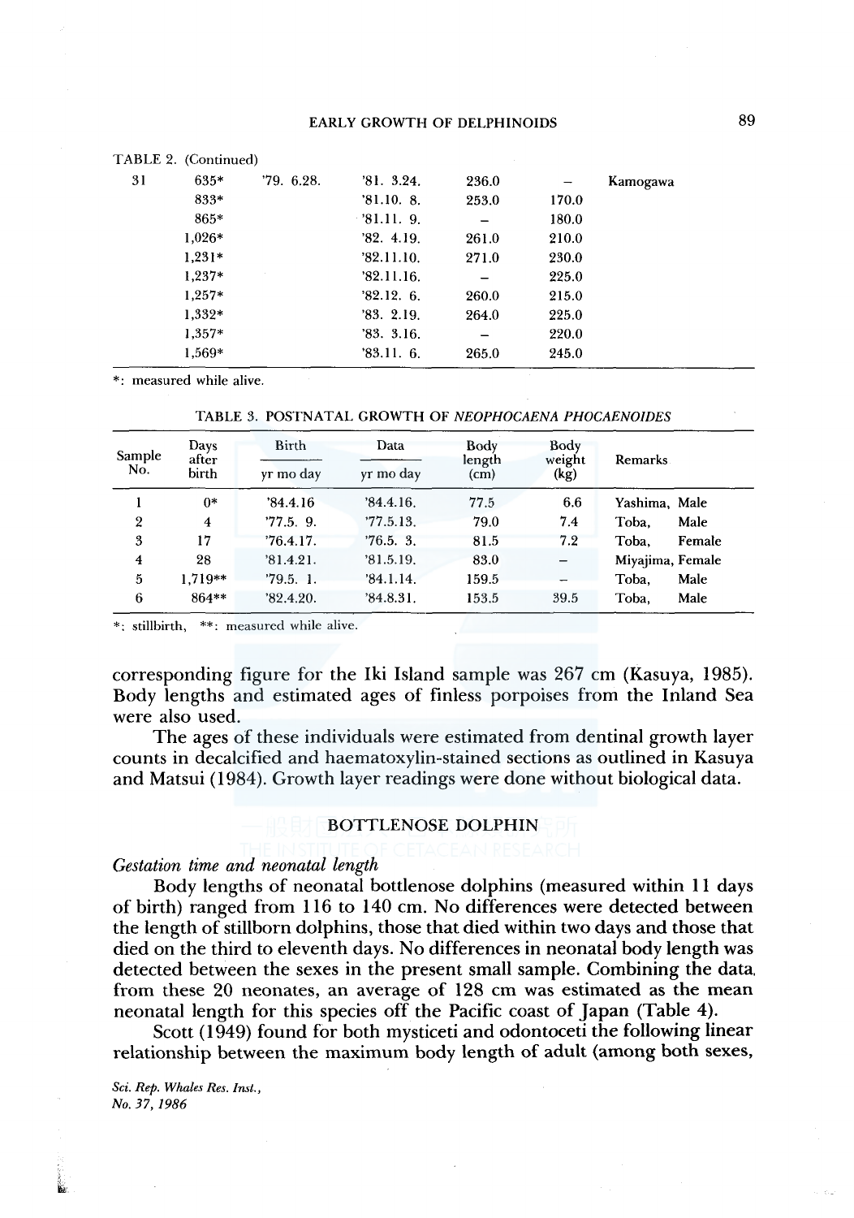TABLE 2. (Continued)

| | | | | | | |
|---|---|---|---|---|---|---|
| 31 | 635* | '79. 6.28. | '81. 3.24. | 236.0 | – | Kamogawa |
| | 833* | | '81.10. 8. | 253.0 | 170.0 | |
| | 865* | | '81.11. 9. | – | 180.0 | |
| | 1,026* | | '82. 4.19. | 261.0 | 210.0 | |
| | 1,231* | | '82.11.10. | 271.0 | 230.0 | |
| | 1,237* | | '82.11.16. | – | 225.0 | |
| | 1,257* | | '82.12. 6. | 260.0 | 215.0 | |
| | 1,332* | | '83. 2.19. | 264.0 | 225.0 | |
| | 1,357* | | '83. 3.16. | – | 220.0 | |
| | 1,569* | | '83.11. 6. | 265.0 | 245.0 | |

*: measured while alive.

TABLE 3. POSTNATAL GROWTH OF *NEOPHOCAENA PHOCAENOIDES*

| Sample No. | Days after birth | Birth | Data | Body length (cm) | Body weight (kg) | Remarks |
|---|---|---|---|---|---|---|
| | | yr mo day | yr mo day | | | |
| 1 | 0* | '84.4.16 | '84.4.16. | 77.5 | 6.6 | Yashima, Male |
| 2 | 4 | '77.5. 9. | '77.5.13. | 79.0 | 7.4 | Toba, Male |
| 3 | 17 | '76.4.17. | '76.5. 3. | 81.5 | 7.2 | Toba, Female |
| 4 | 28 | '81.4.21. | '81.5.19. | 83.0 | – | Miyajima, Female |
| 5 | 1,719** | '79.5. 1. | '84.1.14. | 159.5 | – | Toba, Male |
| 6 | 864** | '82.4.20. | '84.8.31. | 153.5 | 39.5 | Toba, Male |

*: stillbirth, **: measured while alive.

corresponding figure for the Iki Island sample was 267 cm (Kasuya, 1985). Body lengths and estimated ages of finless porpoises from the Inland Sea were also used.

The ages of these individuals were estimated from dentinal growth layer counts in decalcified and haematoxylin-stained sections as outlined in Kasuya and Matsui (1984). Growth layer readings were done without biological data.

## BOTTLENOSE DOLPHIN

### *Gestation time and neonatal length*

Body lengths of neonatal bottlenose dolphins (measured within 11 days of birth) ranged from 116 to 140 cm. No differences were detected between the length of stillborn dolphins, those that died within two days and those that died on the third to eleventh days. No differences in neonatal body length was detected between the sexes in the present small sample. Combining the data from these 20 neonates, an average of 128 cm was estimated as the mean neonatal length for this species off the Pacific coast of Japan (Table 4).

Scott (1949) found for both mysticeti and odontoceti the following linear relationship between the maximum body length of adult (among both sexes,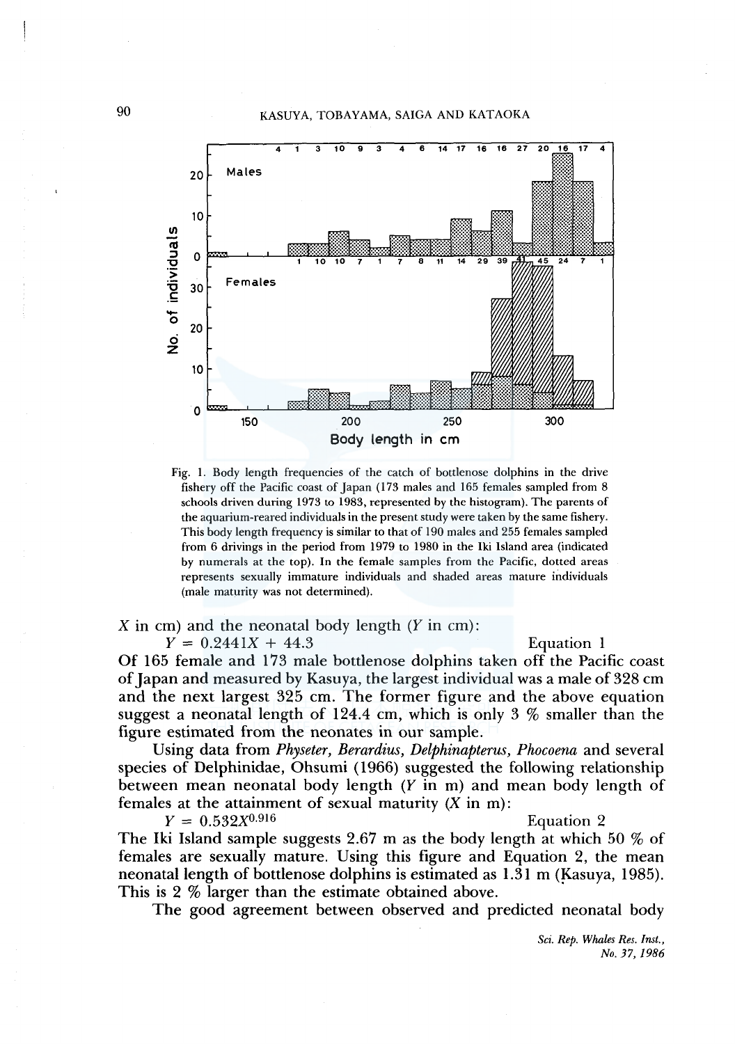Fig. 1. Body length frequencies of the catch of bottlenose dolphins in the drive fishery off the Pacific coast of Japan (173 males and 165 females sampled from 8 schools driven during 1973 to 1983, represented by the histogram). The parents of the aquarium-reared individuals in the present study were taken by the same fishery. This body length frequency is similar to that of 190 males and 255 females sampled from 6 drivings in the period from 1979 to 1980 in the Iki Island area (indicated by numerals at the top). In the female samples from the Pacific, dotted areas represents sexually immature individuals and shaded areas mature individuals (male maturity was not determined).

$X$ in cm) and the neonatal body length ($Y$ in cm):

$$Y = 0.2441X + 44.3 \qquad \text{Equation 1}$$

Of 165 female and 173 male bottlenose dolphins taken off the Pacific coast of Japan and measured by Kasuya, the largest individual was a male of 328 cm and the next largest 325 cm. The former figure and the above equation suggest a neonatal length of 124.4 cm, which is only 3 % smaller than the figure estimated from the neonates in our sample.

Using data from *Physeter*, *Berardius*, *Delphinapterus*, *Phocoena* and several species of Delphinidae, Ohsumi (1966) suggested the following relationship between mean neonatal body length ($Y$ in m) and mean body length of females at the attainment of sexual maturity ($X$ in m):

$$Y = 0.532X^{0.916} \qquad \text{Equation 2}$$

The Iki Island sample suggests 2.67 m as the body length at which 50 % of females are sexually mature. Using this figure and Equation 2, the mean neonatal length of bottlenose dolphins is estimated as 1.31 m (Kasuya, 1985). This is 2 % larger than the estimate obtained above.

The good agreement between observed and predicted neonatal body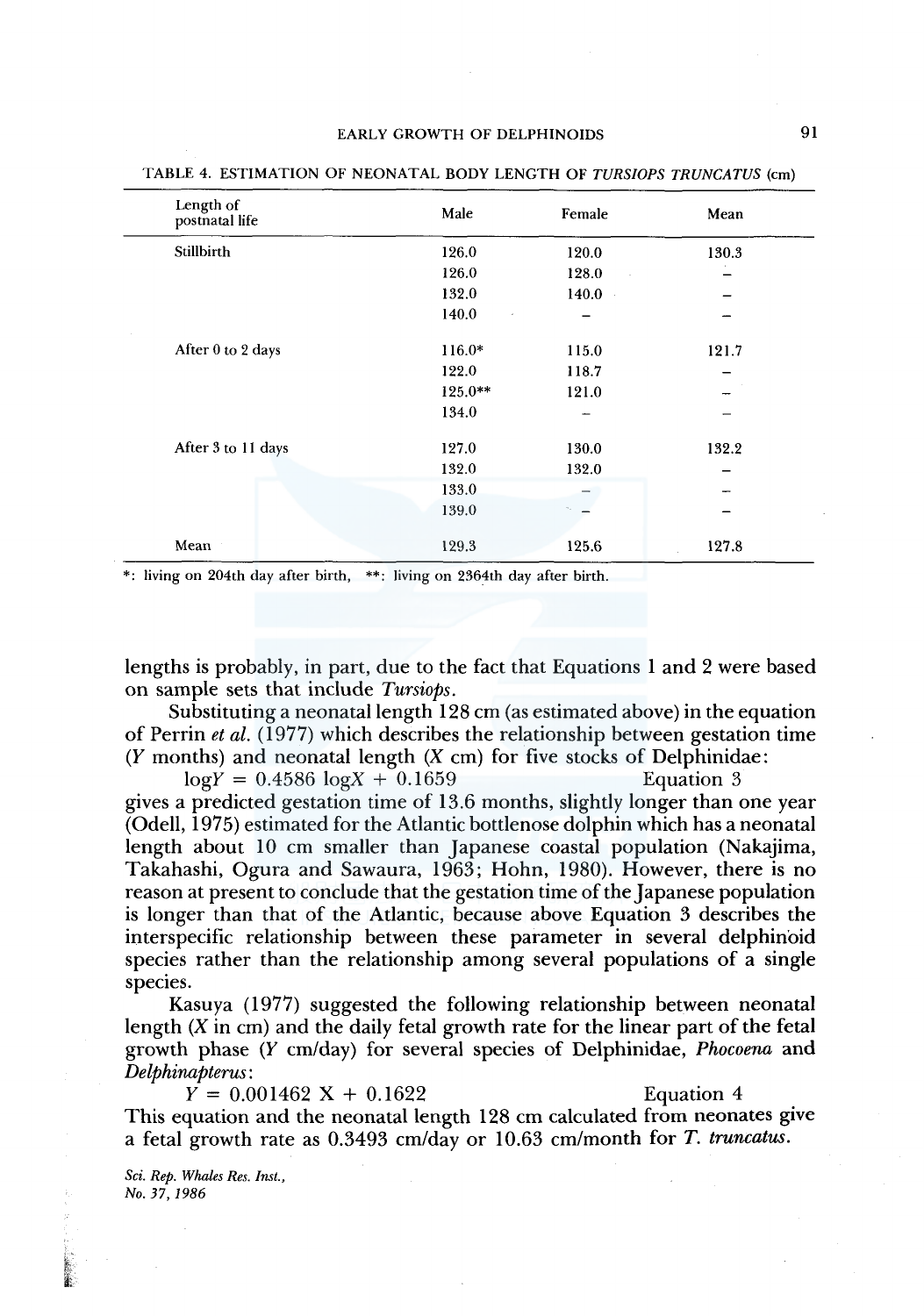TABLE 4. ESTIMATION OF NEONATAL BODY LENGTH OF *TURSIOPS TRUNCATUS* (cm)

| Length of postnatal life | Male | Female | Mean |
|---|---|---|---|
| Stillbirth | 126.0 | 120.0 | 130.3 |
| | 126.0 | 128.0 | – |
| | 132.0 | 140.0 | – |
| | 140.0 | – | – |
| After 0 to 2 days | 116.0* | 115.0 | 121.7 |
| | 122.0 | 118.7 | – |
| | 125.0** | 121.0 | – |
| | 134.0 | – | – |
| After 3 to 11 days | 127.0 | 130.0 | 132.2 |
| | 132.0 | 132.0 | – |
| | 133.0 | – | – |
| | 139.0 | – | – |
| Mean | 129.3 | 125.6 | 127.8 |

*: living on 204th day after birth, **: living on 2364th day after birth.

lengths is probably, in part, due to the fact that Equations 1 and 2 were based on sample sets that include *Tursiops*.

Substituting a neonatal length 128 cm (as estimated above) in the equation of Perrin *et al.* (1977) which describes the relationship between gestation time ($Y$ months) and neonatal length ($X$ cm) for five stocks of Delphinidae:

$$\log Y = 0.4586 \log X + 0.1659 \quad \text{Equation 3}$$

gives a predicted gestation time of 13.6 months, slightly longer than one year (Odell, 1975) estimated for the Atlantic bottlenose dolphin which has a neonatal length about 10 cm smaller than Japanese coastal population (Nakajima, Takahashi, Ogura and Sawaura, 1963; Hohn, 1980). However, there is no reason at present to conclude that the gestation time of the Japanese population is longer than that of the Atlantic, because above Equation 3 describes the interspecific relationship between these parameter in several delphinoid species rather than the relationship among several populations of a single species.

Kasuya (1977) suggested the following relationship between neonatal length ($X$ in cm) and the daily fetal growth rate for the linear part of the fetal growth phase ($Y$ cm/day) for several species of Delphinidae, *Phocoena* and *Delphinapterus*:

$$Y = 0.001462 X + 0.1622 \quad \text{Equation 4}$$

This equation and the neonatal length 128 cm calculated from neonates give a fetal growth rate as 0.3493 cm/day or 10.63 cm/month for *T. truncatus*.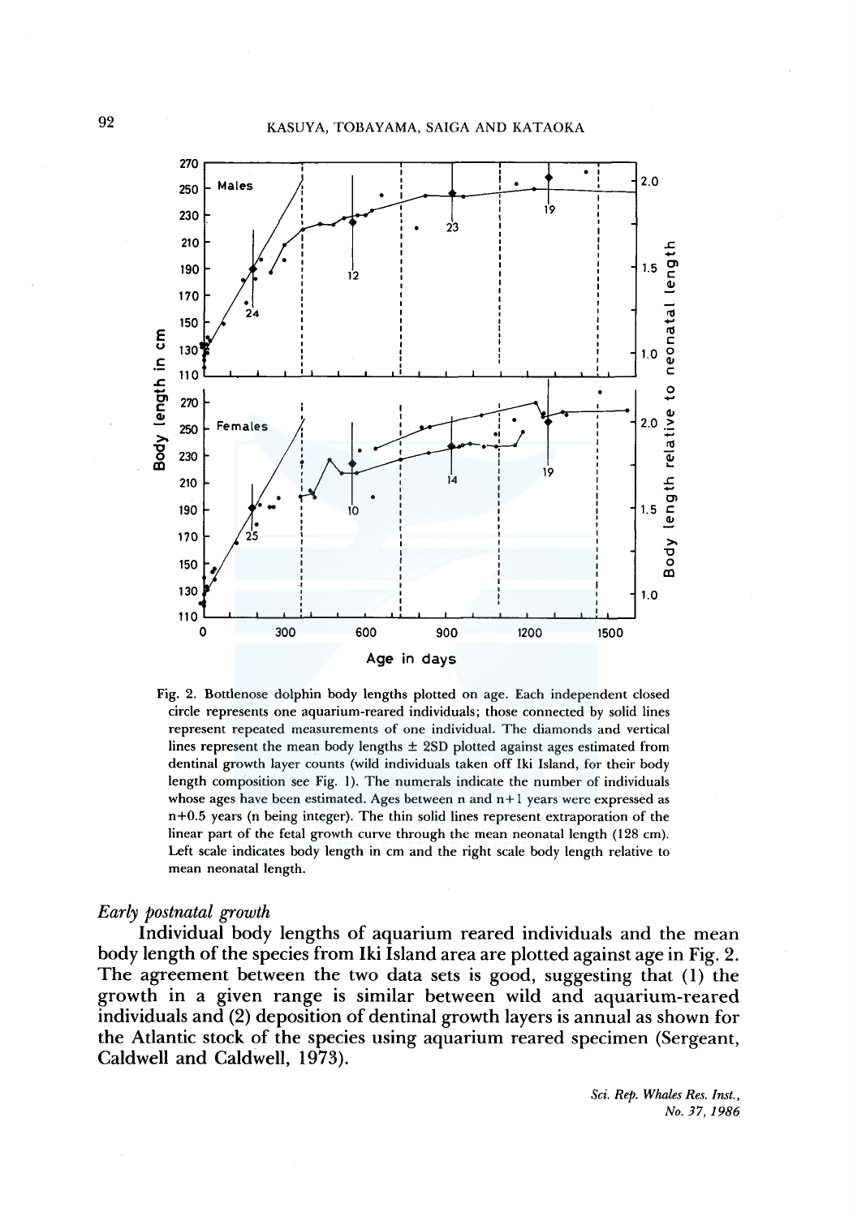Fig. 2. Bottlenose dolphin body lengths plotted on age. Each independent closed circle represents one aquarium-reared individuals; those connected by solid lines represent repeated measurements of one individual. The diamonds and vertical lines represent the mean body lengths ± 2SD plotted against ages estimated from dentinal growth layer counts (wild individuals taken off Iki Island, for their body length composition see Fig. 1). The numerals indicate the number of individuals whose ages have been estimated. Ages between n and n+1 years were expressed as n+0.5 years (n being integer). The thin solid lines represent extraporation of the linear part of the fetal growth curve through the mean neonatal length (128 cm). Left scale indicates body length in cm and the right scale body length relative to mean neonatal length.

### *Early postnatal growth*

Individual body lengths of aquarium reared individuals and the mean body length of the species from Iki Island area are plotted against age in Fig. 2. The agreement between the two data sets is good, suggesting that (1) the growth in a given range is similar between wild and aquarium-reared individuals and (2) deposition of dentinal growth layers is annual as shown for the Atlantic stock of the species using aquarium reared specimen (Sergeant, Caldwell and Caldwell, 1973).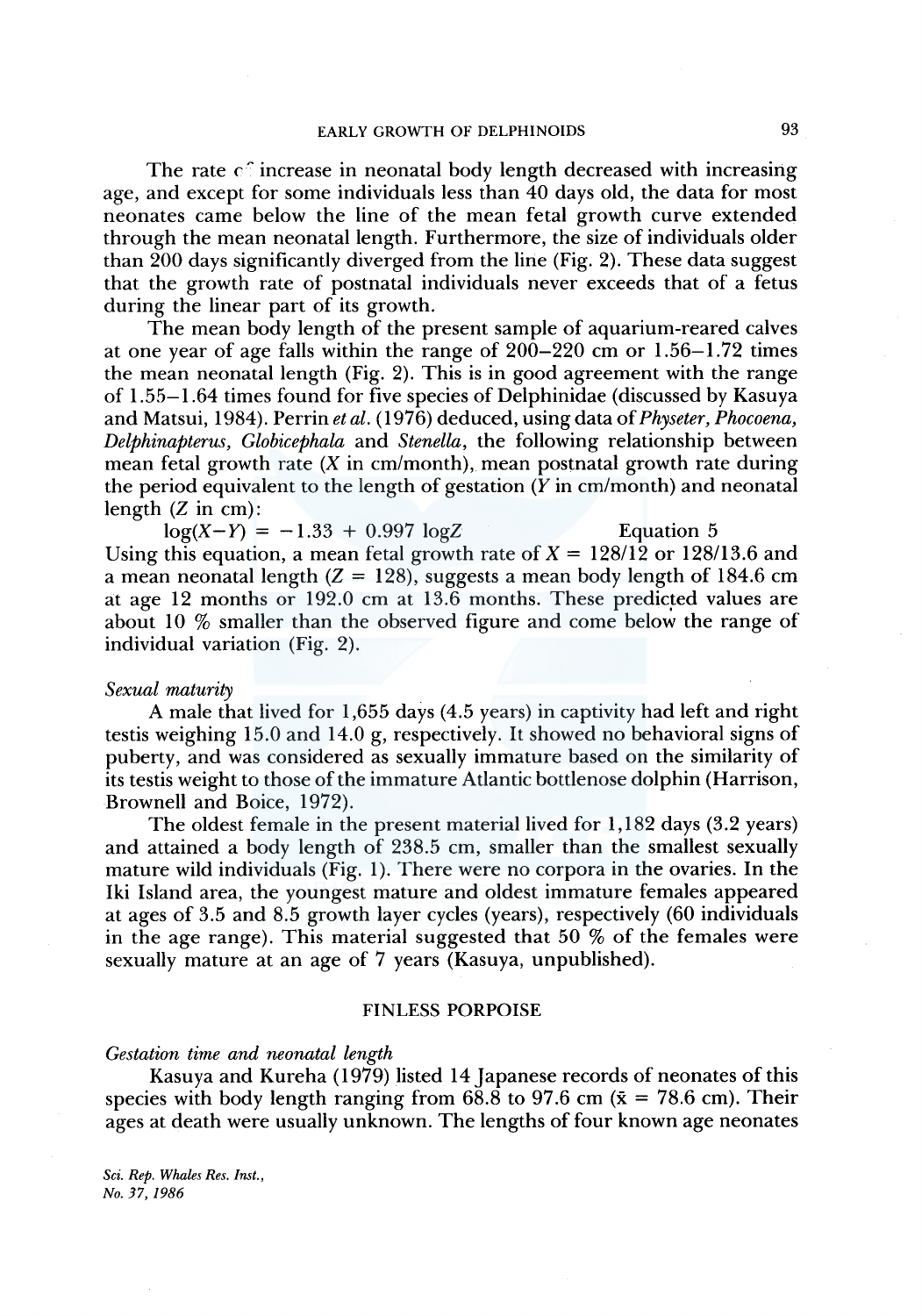The rate of increase in neonatal body length decreased with increasing age, and except for some individuals less than 40 days old, the data for most neonates came below the line of the mean fetal growth curve extended through the mean neonatal length. Furthermore, the size of individuals older than 200 days significantly diverged from the line (Fig. 2). These data suggest that the growth rate of postnatal individuals never exceeds that of a fetus during the linear part of its growth.

The mean body length of the present sample of aquarium-reared calves at one year of age falls within the range of 200–220 cm or 1.56–1.72 times the mean neonatal length (Fig. 2). This is in good agreement with the range of 1.55–1.64 times found for five species of Delphinidae (discussed by Kasuya and Matsui, 1984). Perrin *et al.* (1976) deduced, using data of *Physeter, Phocoena, Delphinapterus, Globicephala* and *Stenella*, the following relationship between mean fetal growth rate ($X$ in cm/month), mean postnatal growth rate during the period equivalent to the length of gestation ($Y$ in cm/month) and neonatal length ($Z$ in cm):

$$\log(X-Y) = -1.33 + 0.997 \log Z \qquad \text{Equation 5}$$

Using this equation, a mean fetal growth rate of $X = 128/12$ or $128/13.6$ and a mean neonatal length ($Z = 128$), suggests a mean body length of 184.6 cm at age 12 months or 192.0 cm at 13.6 months. These predicted values are about 10 % smaller than the observed figure and come below the range of individual variation (Fig. 2).

### *Sexual maturity*

A male that lived for 1,655 days (4.5 years) in captivity had left and right testis weighing 15.0 and 14.0 g, respectively. It showed no behavioral signs of puberty, and was considered as sexually immature based on the similarity of its testis weight to those of the immature Atlantic bottlenose dolphin (Harrison, Brownell and Boice, 1972).

The oldest female in the present material lived for 1,182 days (3.2 years) and attained a body length of 238.5 cm, smaller than the smallest sexually mature wild individuals (Fig. 1). There were no corpora in the ovaries. In the Iki Island area, the youngest mature and oldest immature females appeared at ages of 3.5 and 8.5 growth layer cycles (years), respectively (60 individuals in the age range). This material suggested that 50 % of the females were sexually mature at an age of 7 years (Kasuya, unpublished).

## FINLESS PORPOISE

### *Gestation time and neonatal length*

Kasuya and Kureha (1979) listed 14 Japanese records of neonates of this species with body length ranging from 68.8 to 97.6 cm ($\bar{x} = 78.6$ cm). Their ages at death were usually unknown. The lengths of four known age neonates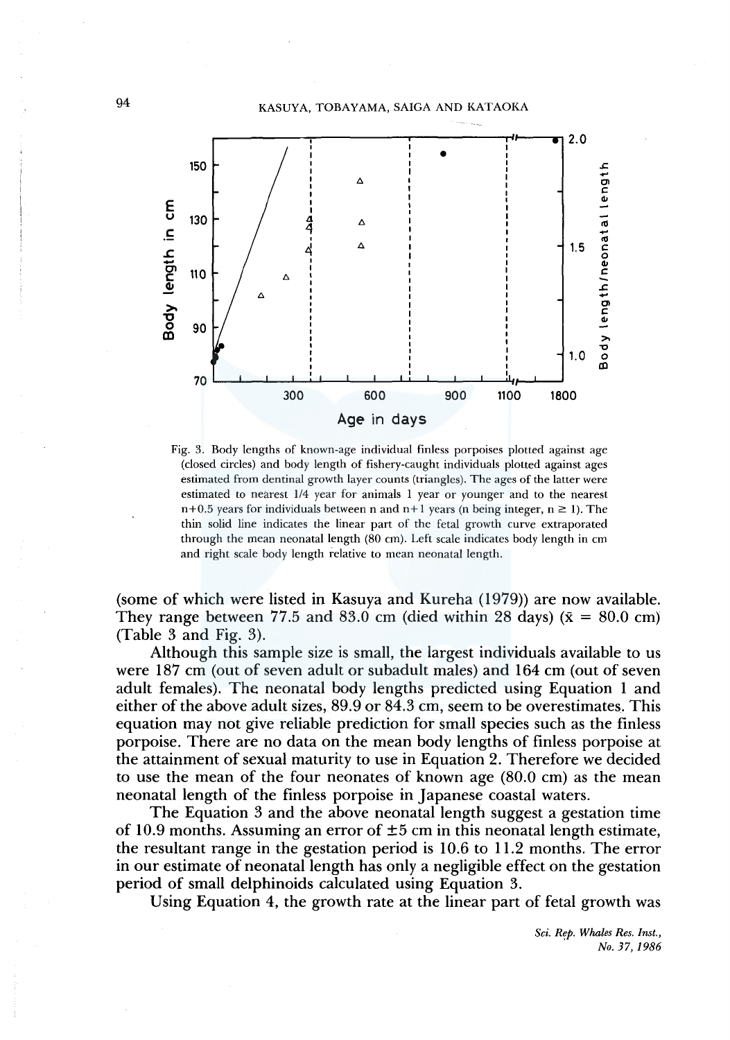Fig. 3. Body lengths of known-age individual finless porpoises plotted against age (closed circles) and body length of fishery-caught individuals plotted against ages estimated from dentinal growth layer counts (triangles). The ages of the latter were estimated to nearest 1/4 year for animals 1 year or younger and to the nearest n+0.5 years for individuals between n and n+1 years (n being integer, n ≥ 1). The thin solid line indicates the linear part of the fetal growth curve extraporated through the mean neonatal length (80 cm). Left scale indicates body length in cm and right scale body length relative to mean neonatal length.

(some of which were listed in Kasuya and Kureha (1979)) are now available. They range between 77.5 and 83.0 cm (died within 28 days) ($\bar{x}$ = 80.0 cm) (Table 3 and Fig. 3).

Although this sample size is small, the largest individuals available to us were 187 cm (out of seven adult or subadult males) and 164 cm (out of seven adult females). The neonatal body lengths predicted using Equation 1 and either of the above adult sizes, 89.9 or 84.3 cm, seem to be overestimates. This equation may not give reliable prediction for small species such as the finless porpoise. There are no data on the mean body lengths of finless porpoise at the attainment of sexual maturity to use in Equation 2. Therefore we decided to use the mean of the four neonates of known age (80.0 cm) as the mean neonatal length of the finless porpoise in Japanese coastal waters.

The Equation 3 and the above neonatal length suggest a gestation time of 10.9 months. Assuming an error of ±5 cm in this neonatal length estimate, the resultant range in the gestation period is 10.6 to 11.2 months. The error in our estimate of neonatal length has only a negligible effect on the gestation period of small delphinoids calculated using Equation 3.

Using Equation 4, the growth rate at the linear part of fetal growth was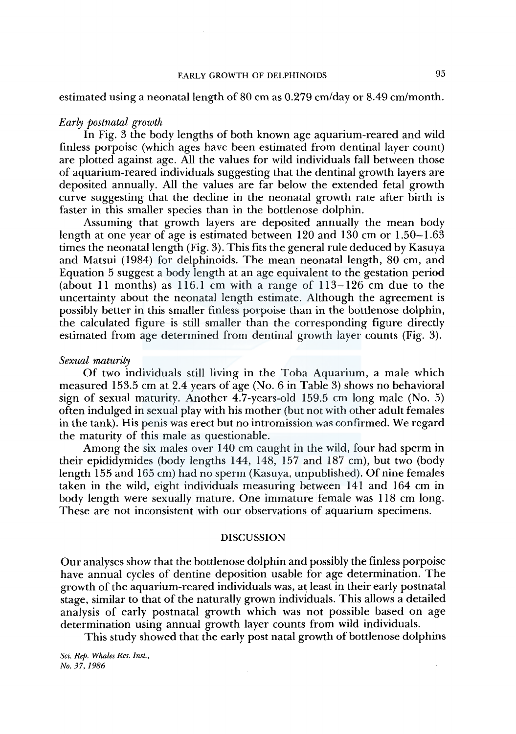estimated using a neonatal length of 80 cm as 0.279 cm/day or 8.49 cm/month.

### *Early postnatal growth*

In Fig. 3 the body lengths of both known age aquarium-reared and wild finless porpoise (which ages have been estimated from dentinal layer count) are plotted against age. All the values for wild individuals fall between those of aquarium-reared individuals suggesting that the dentinal growth layers are deposited annually. All the values are far below the extended fetal growth curve suggesting that the decline in the neonatal growth rate after birth is faster in this smaller species than in the bottlenose dolphin.

Assuming that growth layers are deposited annually the mean body length at one year of age is estimated between 120 and 130 cm or 1.50–1.63 times the neonatal length (Fig. 3). This fits the general rule deduced by Kasuya and Matsui (1984) for delphinoids. The mean neonatal length, 80 cm, and Equation 5 suggest a body length at an age equivalent to the gestation period (about 11 months) as 116.1 cm with a range of 113–126 cm due to the uncertainty about the neonatal length estimate. Although the agreement is possibly better in this smaller finless porpoise than in the bottlenose dolphin, the calculated figure is still smaller than the corresponding figure directly estimated from age determined from dentinal growth layer counts (Fig. 3).

### *Sexual maturity*

Of two individuals still living in the Toba Aquarium, a male which measured 153.5 cm at 2.4 years of age (No. 6 in Table 3) shows no behavioral sign of sexual maturity. Another 4.7-years-old 159.5 cm long male (No. 5) often indulged in sexual play with his mother (but not with other adult females in the tank). His penis was erect but no intromission was confirmed. We regard the maturity of this male as questionable.

Among the six males over 140 cm caught in the wild, four had sperm in their epididymides (body lengths 144, 148, 157 and 187 cm), but two (body length 155 and 165 cm) had no sperm (Kasuya, unpublished). Of nine females taken in the wild, eight individuals measuring between 141 and 164 cm in body length were sexually mature. One immature female was 118 cm long. These are not inconsistent with our observations of aquarium specimens.

## DISCUSSION

Our analyses show that the bottlenose dolphin and possibly the finless porpoise have annual cycles of dentine deposition usable for age determination. The growth of the aquarium-reared individuals was, at least in their early postnatal stage, similar to that of the naturally grown individuals. This allows a detailed analysis of early postnatal growth which was not possible based on age determination using annual growth layer counts from wild individuals.

This study showed that the early post natal growth of bottlenose dolphins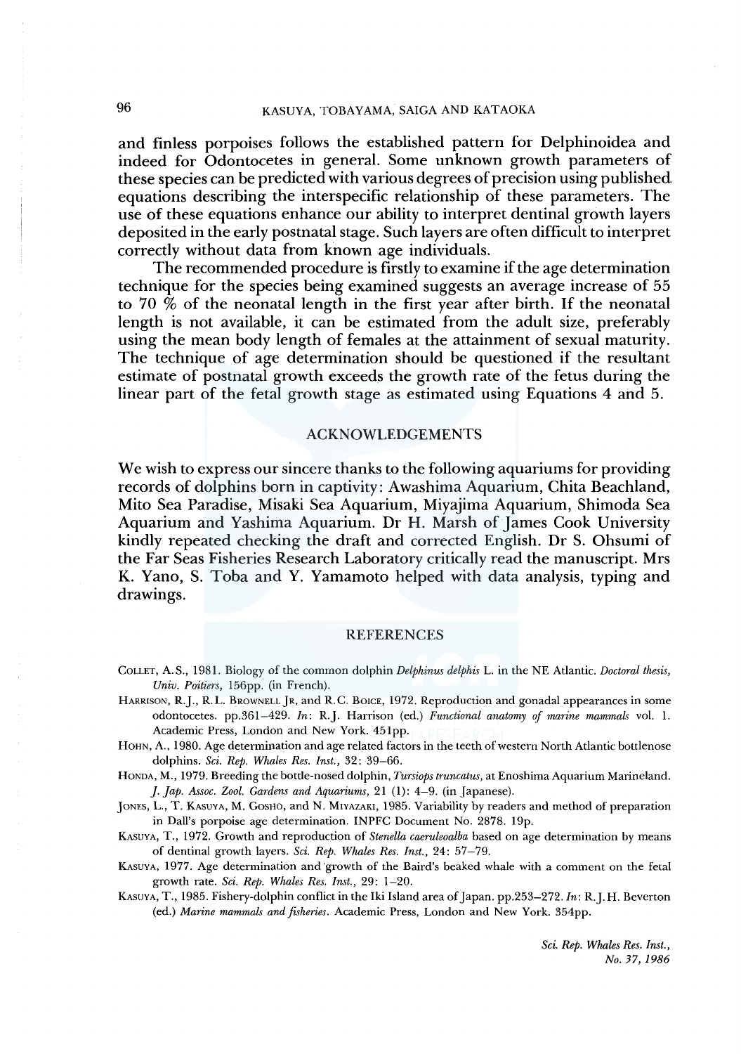and finless porpoises follows the established pattern for Delphinoidea and indeed for Odontocetes in general. Some unknown growth parameters of these species can be predicted with various degrees of precision using published equations describing the interspecific relationship of these parameters. The use of these equations enhance our ability to interpret dentinal growth layers deposited in the early postnatal stage. Such layers are often difficult to interpret correctly without data from known age individuals.

The recommended procedure is firstly to examine if the age determination technique for the species being examined suggests an average increase of 55 to 70 % of the neonatal length in the first year after birth. If the neonatal length is not available, it can be estimated from the adult size, preferably using the mean body length of females at the attainment of sexual maturity. The technique of age determination should be questioned if the resultant estimate of postnatal growth exceeds the growth rate of the fetus during the linear part of the fetal growth stage as estimated using Equations 4 and 5.

## ACKNOWLEDGEMENTS

We wish to express our sincere thanks to the following aquariums for providing records of dolphins born in captivity: Awashima Aquarium, Chita Beachland, Mito Sea Paradise, Misaki Sea Aquarium, Miyajima Aquarium, Shimoda Sea Aquarium and Yashima Aquarium. Dr H. Marsh of James Cook University kindly repeated checking the draft and corrected English. Dr S. Ohsumi of the Far Seas Fisheries Research Laboratory critically read the manuscript. Mrs K. Yano, S. Toba and Y. Yamamoto helped with data analysis, typing and drawings.

## REFERENCES

COLLET, A.S., 1981. Biology of the common dolphin *Delphinus delphis* L. in the NE Atlantic. *Doctoral thesis, Univ. Poitiers*, 156pp. (in French).

HARRISON, R.J., R.L. BROWNELL JR, and R.C. BOICE, 1972. Reproduction and gonadal appearances in some odontocetes. pp.361–429. *In*: R.J. Harrison (ed.) *Functional anatomy of marine mammals* vol. 1. Academic Press, London and New York. 451pp.

HOHN, A., 1980. Age determination and age related factors in the teeth of western North Atlantic bottlenose dolphins. *Sci. Rep. Whales Res. Inst.*, 32: 39–66.

HONDA, M., 1979. Breeding the bottle-nosed dolphin, *Tursiops truncatus*, at Enoshima Aquarium Marineland. *J. Jap. Assoc. Zool. Gardens and Aquariums*, 21 (1): 4–9. (in Japanese).

JONES, L., T. KASUYA, M. GOSHO, and N. MIYAZAKI, 1985. Variability by readers and method of preparation in Dall's porpoise age determination. INPFC Document No. 2878. 19p.

KASUYA, T., 1972. Growth and reproduction of *Stenella caeruleoalba* based on age determination by means of dentinal growth layers. *Sci. Rep. Whales Res. Inst.*, 24: 57–79.

KASUYA, 1977. Age determination and growth of the Baird's beaked whale with a comment on the fetal growth rate. *Sci. Rep. Whales Res. Inst.*, 29: 1–20.

KASUYA, T., 1985. Fishery-dolphin conflict in the Iki Island area of Japan. pp.253–272. *In*: R.J.H. Beverton (ed.) *Marine mammals and fisheries*. Academic Press, London and New York. 354pp.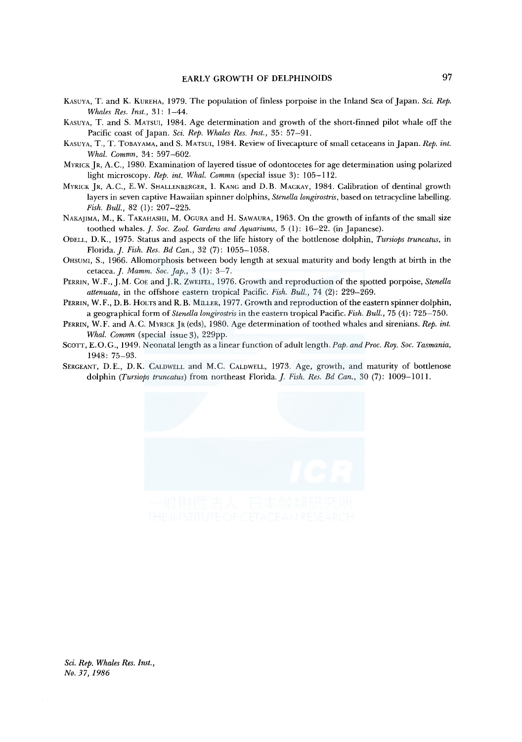Kasuya, T. and K. Kureha, 1979. The population of finless porpoise in the Inland Sea of Japan. *Sci. Rep. Whales Res. Inst.*, 31: 1–44.

Kasuya, T. and S. Matsui, 1984. Age determination and growth of the short-finned pilot whale off the Pacific coast of Japan. *Sci. Rep. Whales Res. Inst.*, 35: 57–91.

Kasuya, T., T. Tobayama, and S. Matsui, 1984. Review of livecapture of small cetaceans in Japan. *Rep. int. Whal. Commn*, 34: 597–602.

Myrick Jr, A.C., 1980. Examination of layered tissue of odontocetes for age determination using polarized light microscopy. *Rep. int. Whal. Commn* (special issue 3): 105–112.

Myrick Jr, A.C., E.W. Shallenberger, I. Kang and D.B. Mackay, 1984. Calibration of dentinal growth layers in seven captive Hawaiian spinner dolphins, *Stenella longirostris*, based on tetracycline labelling. *Fish. Bull.*, 82 (1): 207–225.

Nakajima, M., K. Takahashi, M. Ogura and H. Sawaura, 1963. On the growth of infants of the small size toothed whales. *J. Soc. Zool. Gardens and Aquariums*, 5 (1): 16–22. (in Japanese).

Odell, D.K., 1975. Status and aspects of the life history of the bottlenose dolphin, *Tursiops truncatus*, in Florida. *J. Fish. Res. Bd Can.*, 32 (7): 1055–1058.

Ohsumi, S., 1966. Allomorphosis between body length at sexual maturity and body length at birth in the cetacea. *J. Mamm. Soc. Jap.*, 3 (1): 3–7.

Perrin, W.F., J.M. Coe and J.R. Zweifel, 1976. Growth and reproduction of the spotted porpoise, *Stenella attenuata*, in the offshore eastern tropical Pacific. *Fish. Bull.*, 74 (2): 229–269.

Perrin, W.F., D.B. Holts and R.B. Miller, 1977. Growth and reproduction of the eastern spinner dolphin, a geographical form of *Stenella longirostris* in the eastern tropical Pacific. *Fish. Bull.*, 75 (4): 725–750.

Perrin, W.F. and A.C. Myrick Jr (eds), 1980. Age determination of toothed whales and sirenians. *Rep. int. Whal. Commn* (special issue 3), 229pp.

Scott, E.O.G., 1949. Neonatal length as a linear function of adult length. *Pap. and Proc. Roy. Soc. Tasmania*, 1948: 75–93.

Sergeant, D.E., D.K. Caldwell and M.C. Caldwell, 1973. Age, growth, and maturity of bottlenose dolphin (*Tursiops truncatus*) from northeast Florida. *J. Fish. Res. Bd Can.*, 30 (7): 1009–1011.